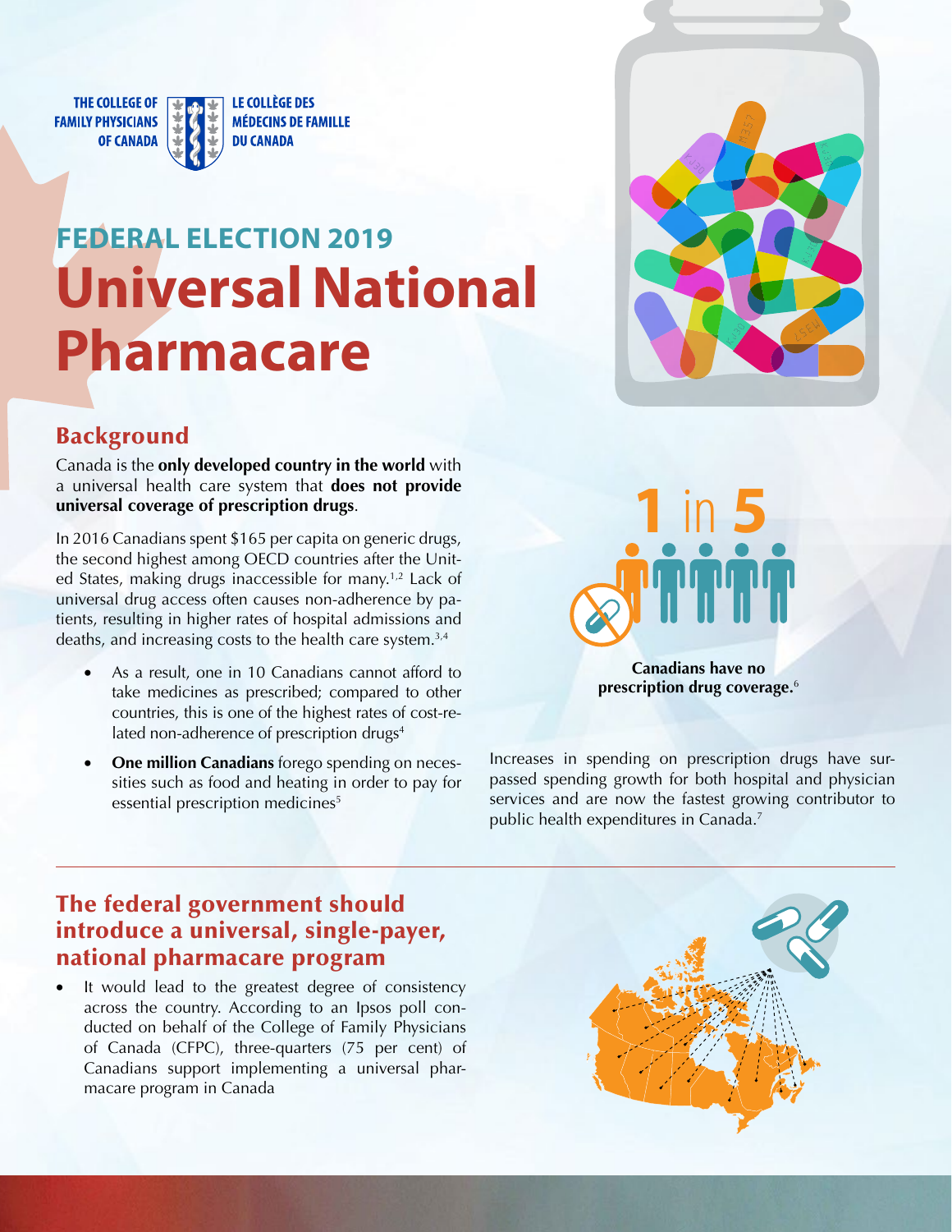THE COLLEGE OF FAMILY PHYSICIANS OF CANADA | LE COLLÈGE DES MÉDECINS DE FAMILLE DU CANADA

## FEDERAL ELECTION 2019

# Universal National Pharmacare

## Background

Canada is the **only developed country in the world** with a universal health care system that **does not provide universal coverage of prescription drugs**.

In 2016 Canadians spent $165 per capita on generic drugs, the second highest among OECD countries after the United States, making drugs inaccessible for many.[1,2] Lack of universal drug access often causes non-adherence by patients, resulting in higher rates of hospital admissions and deaths, and increasing costs to the health care system.[3,4]

- As a result, one in 10 Canadians cannot afford to take medicines as prescribed; compared to other countries, this is one of the highest rates of cost-related non-adherence of prescription drugs[4]
- **One million Canadians** forego spending on necessities such as food and heating in order to pay for essential prescription medicines[5]

**1** in **5**

**Canadians have no prescription drug coverage.**[6]

Increases in spending on prescription drugs have surpassed spending growth for both hospital and physician services and are now the fastest growing contributor to public health expenditures in Canada.[7]

## The federal government should introduce a universal, single-payer, national pharmacare program

- It would lead to the greatest degree of consistency across the country. According to an Ipsos poll conducted on behalf of the College of Family Physicians of Canada (CFPC), three-quarters (75 per cent) of Canadians support implementing a universal pharmacare program in Canada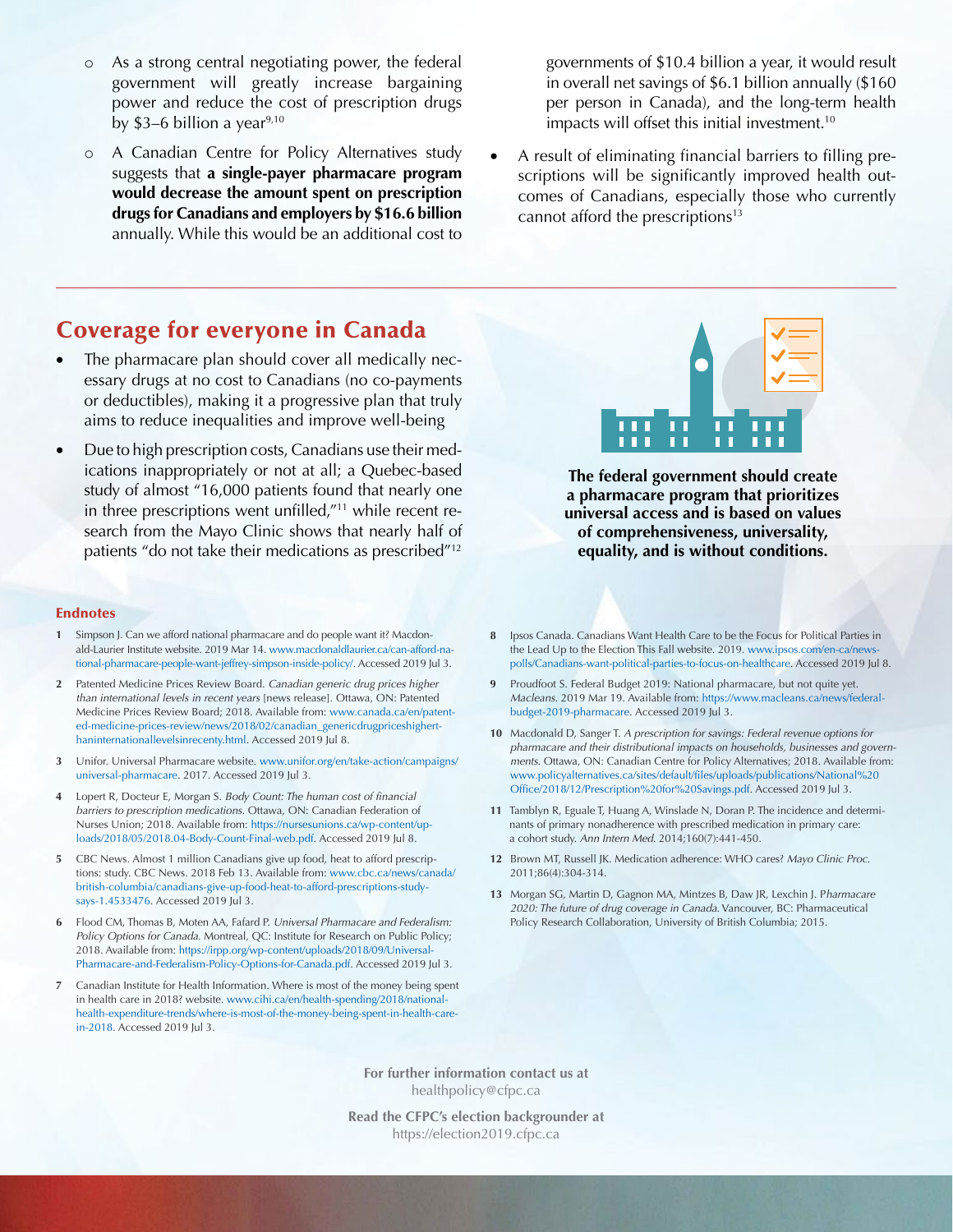- As a strong central negotiating power, the federal government will greatly increase bargaining power and reduce the cost of prescription drugs by $3–6 billion a year[9,10]
- A Canadian Centre for Policy Alternatives study suggests that **a single-payer pharmacare program would decrease the amount spent on prescription drugs for Canadians and employers by $16.6 billion** annually. While this would be an additional cost to governments of $10.4 billion a year, it would result in overall net savings of $6.1 billion annually ($160 per person in Canada), and the long-term health impacts will offset this initial investment.[10]

- A result of eliminating financial barriers to filling prescriptions will be significantly improved health outcomes of Canadians, especially those who currently cannot afford the prescriptions[13]

## Coverage for everyone in Canada

- The pharmacare plan should cover all medically necessary drugs at no cost to Canadians (no co-payments or deductibles), making it a progressive plan that truly aims to reduce inequalities and improve well-being
- Due to high prescription costs, Canadians use their medications inappropriately or not at all; a Quebec-based study of almost "16,000 patients found that nearly one in three prescriptions went unfilled,"[11] while recent research from the Mayo Clinic shows that nearly half of patients "do not take their medications as prescribed"[12]

**The federal government should create a pharmacare program that prioritizes universal access and is based on values of comprehensiveness, universality, equality, and is without conditions.**

### Endnotes

1. Simpson J. Can we afford national pharmacare and do people want it? Macdonald-Laurier Institute website. 2019 Mar 14. www.macdonaldlaurier.ca/can-afford-national-pharmacare-people-want-jeffrey-simpson-inside-policy/. Accessed 2019 Jul 3.
2. Patented Medicine Prices Review Board. *Canadian generic drug prices higher than international levels in recent years* [news release]. Ottawa, ON: Patented Medicine Prices Review Board; 2018. Available from: www.canada.ca/en/patented-medicine-prices-review/news/2018/02/canadian_genericdrugpriceshigherthaninternationallevelsinrecenty.html. Accessed 2019 Jul 8.
3. Unifor. Universal Pharmacare website. www.unifor.org/en/take-action/campaigns/universal-pharmacare. 2017. Accessed 2019 Jul 3.
4. Lopert R, Docteur E, Morgan S. *Body Count: The human cost of financial barriers to prescription medications.* Ottawa, ON: Canadian Federation of Nurses Union; 2018. Available from: https://nursesunions.ca/wp-content/uploads/2018/05/2018.04-Body-Count-Final-web.pdf. Accessed 2019 Jul 8.
5. CBC News. Almost 1 million Canadians give up food, heat to afford prescriptions: study. CBC News. 2018 Feb 13. Available from: www.cbc.ca/news/canada/british-columbia/canadians-give-up-food-heat-to-afford-prescriptions-study-says-1.4533476. Accessed 2019 Jul 3.
6. Flood CM, Thomas B, Moten AA, Fafard P. *Universal Pharmacare and Federalism: Policy Options for Canada.* Montreal, QC: Institute for Research on Public Policy; 2018. Available from: https://irpp.org/wp-content/uploads/2018/09/Universal-Pharmacare-and-Federalism-Policy-Options-for-Canada.pdf. Accessed 2019 Jul 3.
7. Canadian Institute for Health Information. Where is most of the money being spent in health care in 2018? website. www.cihi.ca/en/health-spending/2018/national-health-expenditure-trends/where-is-most-of-the-money-being-spent-in-health-care-in-2018. Accessed 2019 Jul 3.
8. Ipsos Canada. Canadians Want Health Care to be the Focus for Political Parties in the Lead Up to the Election This Fall website. 2019. www.ipsos.com/en-ca/news-polls/Canadians-want-political-parties-to-focus-on-healthcare. Accessed 2019 Jul 8.
9. Proudfoot S. Federal Budget 2019: National pharmacare, but not quite yet. *Macleans.* 2019 Mar 19. Available from: https://www.macleans.ca/news/federal-budget-2019-pharmacare. Accessed 2019 Jul 3.
10. Macdonald D, Sanger T. *A prescription for savings: Federal revenue options for pharmacare and their distributional impacts on households, businesses and governments.* Ottawa, ON: Canadian Centre for Policy Alternatives; 2018. Available from: www.policyalternatives.ca/sites/default/files/uploads/publications/National%20Office/2018/12/Prescription%20for%20Savings.pdf. Accessed 2019 Jul 3.
11. Tamblyn R, Eguale T, Huang A, Winslade N, Doran P. The incidence and determinants of primary nonadherence with prescribed medication in primary care: a cohort study. *Ann Intern Med.* 2014;160(7):441-450.
12. Brown MT, Russell JK. Medication adherence: WHO cares? *Mayo Clinic Proc.* 2011;86(4):304-314.
13. Morgan SG, Martin D, Gagnon MA, Mintzes B, Daw JR, Lexchin J. *Pharmacare 2020: The future of drug coverage in Canada.* Vancouver, BC: Pharmaceutical Policy Research Collaboration, University of British Columbia; 2015.

**For further information contact us at**
healthpolicy@cfpc.ca

**Read the CFPC's election backgrounder at**
https://election2019.cfpc.ca